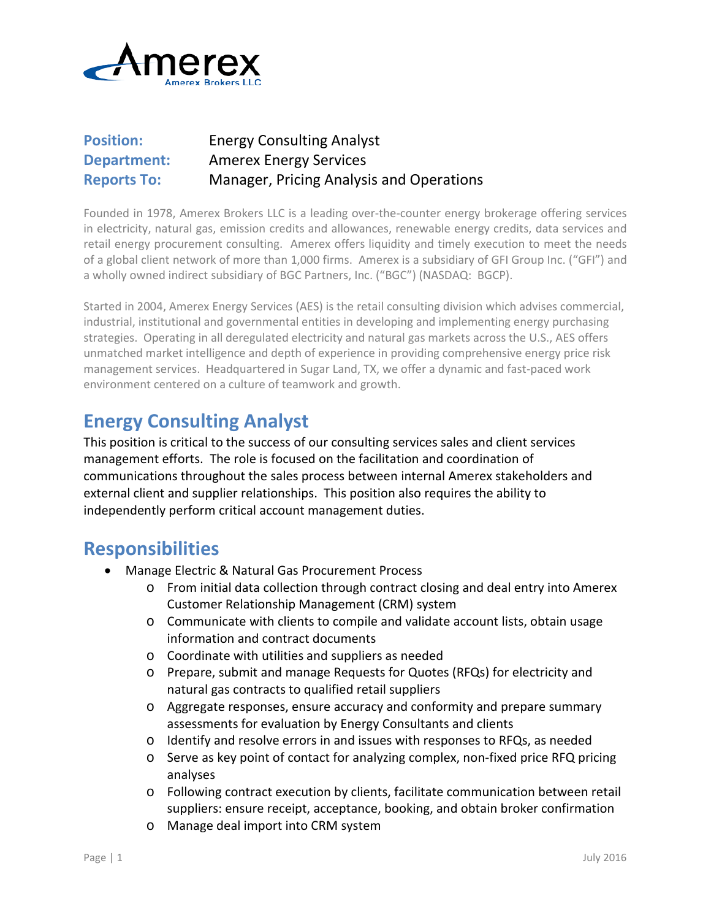Amerex

Amerex Brokers LLC

**Position:** Energy Consulting Analyst
**Department:** Amerex Energy Services
**Reports To:** Manager, Pricing Analysis and Operations

Founded in 1978, Amerex Brokers LLC is a leading over-the-counter energy brokerage offering services in electricity, natural gas, emission credits and allowances, renewable energy credits, data services and retail energy procurement consulting. Amerex offers liquidity and timely execution to meet the needs of a global client network of more than 1,000 firms. Amerex is a subsidiary of GFI Group Inc. ("GFI") and a wholly owned indirect subsidiary of BGC Partners, Inc. ("BGC") (NASDAQ: BGCP).

Started in 2004, Amerex Energy Services (AES) is the retail consulting division which advises commercial, industrial, institutional and governmental entities in developing and implementing energy purchasing strategies. Operating in all deregulated electricity and natural gas markets across the U.S., AES offers unmatched market intelligence and depth of experience in providing comprehensive energy price risk management services. Headquartered in Sugar Land, TX, we offer a dynamic and fast-paced work environment centered on a culture of teamwork and growth.

# Energy Consulting Analyst

This position is critical to the success of our consulting services sales and client services management efforts. The role is focused on the facilitation and coordination of communications throughout the sales process between internal Amerex stakeholders and external client and supplier relationships. This position also requires the ability to independently perform critical account management duties.

# Responsibilities

- Manage Electric & Natural Gas Procurement Process
  - From initial data collection through contract closing and deal entry into Amerex Customer Relationship Management (CRM) system
  - Communicate with clients to compile and validate account lists, obtain usage information and contract documents
  - Coordinate with utilities and suppliers as needed
  - Prepare, submit and manage Requests for Quotes (RFQs) for electricity and natural gas contracts to qualified retail suppliers
  - Aggregate responses, ensure accuracy and conformity and prepare summary assessments for evaluation by Energy Consultants and clients
  - Identify and resolve errors in and issues with responses to RFQs, as needed
  - Serve as key point of contact for analyzing complex, non-fixed price RFQ pricing analyses
  - Following contract execution by clients, facilitate communication between retail suppliers: ensure receipt, acceptance, booking, and obtain broker confirmation
  - Manage deal import into CRM system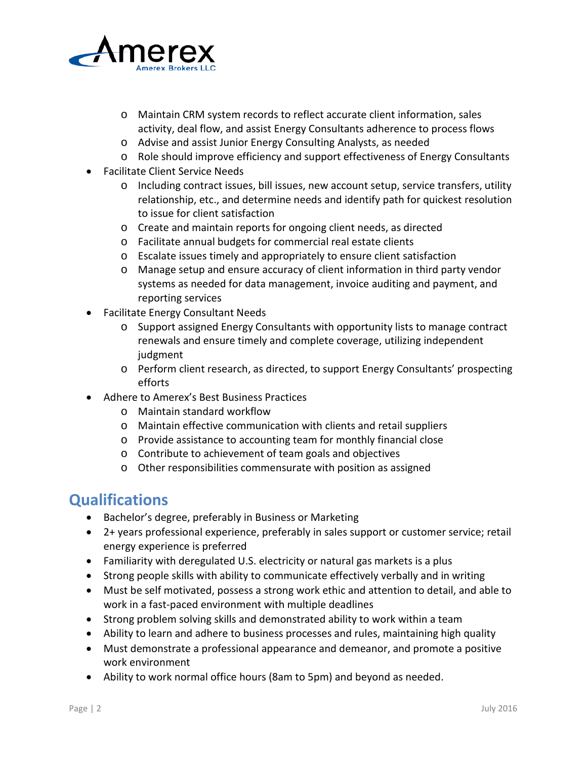- Maintain CRM system records to reflect accurate client information, sales activity, deal flow, and assist Energy Consultants adherence to process flows
  - Advise and assist Junior Energy Consulting Analysts, as needed
  - Role should improve efficiency and support effectiveness of Energy Consultants
- Facilitate Client Service Needs
  - Including contract issues, bill issues, new account setup, service transfers, utility relationship, etc., and determine needs and identify path for quickest resolution to issue for client satisfaction
  - Create and maintain reports for ongoing client needs, as directed
  - Facilitate annual budgets for commercial real estate clients
  - Escalate issues timely and appropriately to ensure client satisfaction
  - Manage setup and ensure accuracy of client information in third party vendor systems as needed for data management, invoice auditing and payment, and reporting services
- Facilitate Energy Consultant Needs
  - Support assigned Energy Consultants with opportunity lists to manage contract renewals and ensure timely and complete coverage, utilizing independent judgment
  - Perform client research, as directed, to support Energy Consultants' prospecting efforts
- Adhere to Amerex's Best Business Practices
  - Maintain standard workflow
  - Maintain effective communication with clients and retail suppliers
  - Provide assistance to accounting team for monthly financial close
  - Contribute to achievement of team goals and objectives
  - Other responsibilities commensurate with position as assigned

## Qualifications

- Bachelor's degree, preferably in Business or Marketing
- 2+ years professional experience, preferably in sales support or customer service; retail energy experience is preferred
- Familiarity with deregulated U.S. electricity or natural gas markets is a plus
- Strong people skills with ability to communicate effectively verbally and in writing
- Must be self motivated, possess a strong work ethic and attention to detail, and able to work in a fast-paced environment with multiple deadlines
- Strong problem solving skills and demonstrated ability to work within a team
- Ability to learn and adhere to business processes and rules, maintaining high quality
- Must demonstrate a professional appearance and demeanor, and promote a positive work environment
- Ability to work normal office hours (8am to 5pm) and beyond as needed.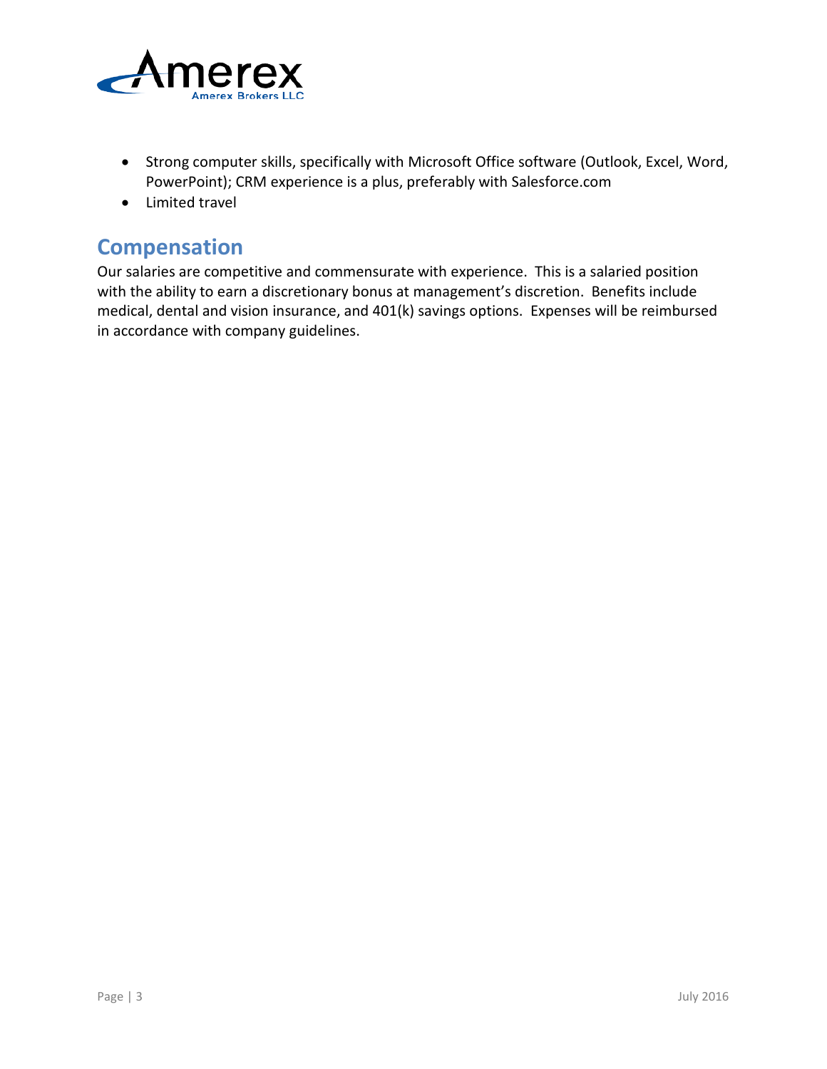- Strong computer skills, specifically with Microsoft Office software (Outlook, Excel, Word, PowerPoint); CRM experience is a plus, preferably with Salesforce.com
- Limited travel

## Compensation

Our salaries are competitive and commensurate with experience. This is a salaried position with the ability to earn a discretionary bonus at management's discretion. Benefits include medical, dental and vision insurance, and 401(k) savings options. Expenses will be reimbursed in accordance with company guidelines.